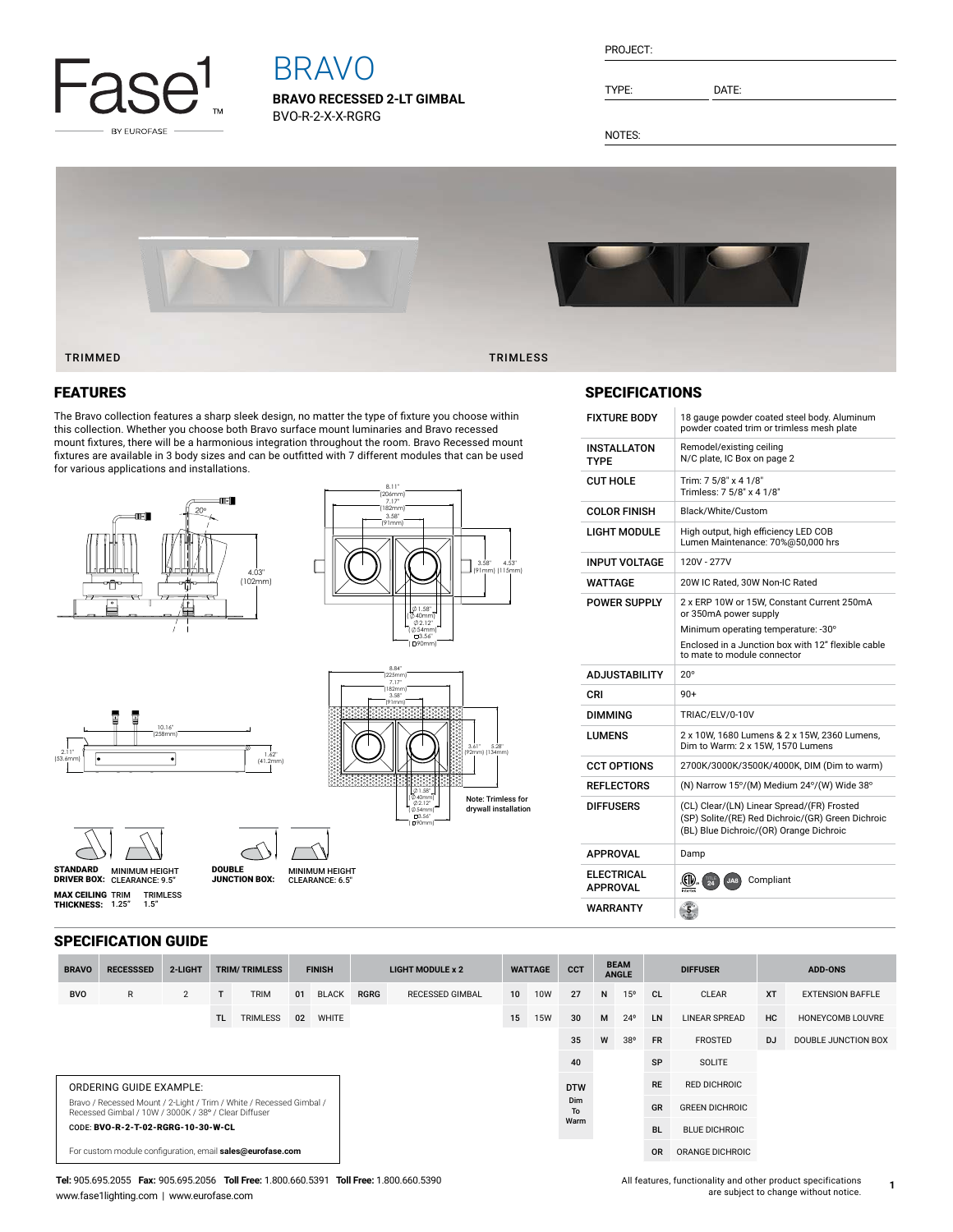Fase1 BY EUROFASE

# BRAVO

**BRAVO RECESSED 2-LT GIMBAL**

BVO-R-2-X-X-RGRG

PROJECT:

TYPE: DATE:

NOTES:

TRIMMED TRIMLESS

## FEATURES

The Bravo collection features a sharp sleek design, no matter the type of fixture you choose within this collection. Whether you choose both Bravo surface mount luminaries and Bravo recessed mount fixtures, there will be a harmonious integration throughout the room. Bravo Recessed mount fixtures are available in 3 body sizes and can be outfitted with 7 different modules that can be used for various applications and installations.

20°

4.03" (102mm)

8.11" (206mm)
7.17" (182mm)
3.58" (91mm)

3.58" (91mm) 4.53" (115mm)

Ø1.58" (Ø40mm)
Ø2.12" (Ø54mm)
□3.56" (□90mm)

10.16" (258mm)

2.11" (53.6mm)

1.62" (41.2mm)

8.84" (225mm)
7.17" (182mm)
3.58" (91mm)

3.61" (92mm) 5.28" (134mm)

Ø1.58" (Ø40mm)
Ø2.12" (Ø54mm)
□3.56" (□90mm)

Note: Trimless for drywall installation

**STANDARD DRIVER BOX:** MINIMUM HEIGHT CLEARANCE: 9.5"

**MAX CEILING THICKNESS:** TRIM 1.25" TRIMLESS 1.5"

**DOUBLE JUNCTION BOX:** MINIMUM HEIGHT CLEARANCE: 6.5"

## SPECIFICATIONS

| | |
|---|---|
| FIXTURE BODY | 18 gauge powder coated steel body. Aluminum powder coated trim or trimless mesh plate |
| INSTALLATON TYPE | Remodel/existing ceiling<br>N/C plate, IC Box on page 2 |
| CUT HOLE | Trim: 7 5/8" x 4 1/8"<br>Trimless: 7 5/8" x 4 1/8" |
| COLOR FINISH | Black/White/Custom |
| LIGHT MODULE | High output, high efficiency LED COB<br>Lumen Maintenance: 70%@50,000 hrs |
| INPUT VOLTAGE | 120V - 277V |
| WATTAGE | 20W IC Rated, 30W Non-IC Rated |
| POWER SUPPLY | 2 x ERP 10W or 15W, Constant Current 250mA or 350mA power supply<br>Minimum operating temperature: -30°<br>Enclosed in a Junction box with 12" flexible cable to mate to module connector |
| ADJUSTABILITY | 20° |
| CRI | 90+ |
| DIMMING | TRIAC/ELV/0-10V |
| LUMENS | 2 x 10W, 1680 Lumens & 2 x 15W, 2360 Lumens, Dim to Warm: 2 x 15W, 1570 Lumens |
| CCT OPTIONS | 2700K/3000K/3500K/4000K, DIM (Dim to warm) |
| REFLECTORS | (N) Narrow 15°/(M) Medium 24°/(W) Wide 38° |
| DIFFUSERS | (CL) Clear/(LN) Linear Spread/(FR) Frosted<br>(SP) Solite/(RE) Red Dichroic/(GR) Green Dichroic<br>(BL) Blue Dichroic/(OR) Orange Dichroic |
| APPROVAL | Damp |
| ELECTRICAL APPROVAL | Compliant |
| WARRANTY | |

## SPECIFICATION GUIDE

| BRAVO | RECESSSED | 2-LIGHT | TRIM/ TRIMLESS | | FINISH | | LIGHT MODULE x 2 | | WATTAGE | | CCT | BEAM ANGLE | | DIFFUSER | | ADD-ONS | |
|---|---|---|---|---|---|---|---|---|---|---|---|---|---|---|---|---|---|
| BVO | R | 2 | T | TRIM | 01 | BLACK | RGRG | RECESSED GIMBAL | 10 | 10W | 27 | N | 15° | CL | CLEAR | XT | EXTENSION BAFFLE |
| | | | TL | TRIMLESS | 02 | WHITE | | | 15 | 15W | 30 | M | 24° | LN | LINEAR SPREAD | HC | HONEYCOMB LOUVRE |
| | | | | | | | | | | | 35 | W | 38° | FR | FROSTED | DJ | DOUBLE JUNCTION BOX |
| | | | | | | | | | | | 40 | | | SP | SOLITE | | |
| | | | | | | | | | | | DTW Dim To Warm | | | RE | RED DICHROIC | | |
| | | | | | | | | | | | | | | GR | GREEN DICHROIC | | |
| | | | | | | | | | | | | | | BL | BLUE DICHROIC | | |
| | | | | | | | | | | | | | | OR | ORANGE DICHROIC | | |

ORDERING GUIDE EXAMPLE:

Bravo / Recessed Mount / 2-Light / Trim / White / Recessed Gimbal / Recessed Gimbal / 10W / 3000K / 38° / Clear Diffuser

CODE: **BVO-R-2-T-02-RGRG-10-30-W-CL**

For custom module configuration, email **sales@eurofase.com**

**Tel:** 905.695.2055 **Fax:** 905.695.2056 **Toll Free:** 1.800.660.5391 **Toll Free:** 1.800.660.5390
www.fase1lighting.com | www.eurofase.com

All features, functionality and other product specifications are subject to change without notice.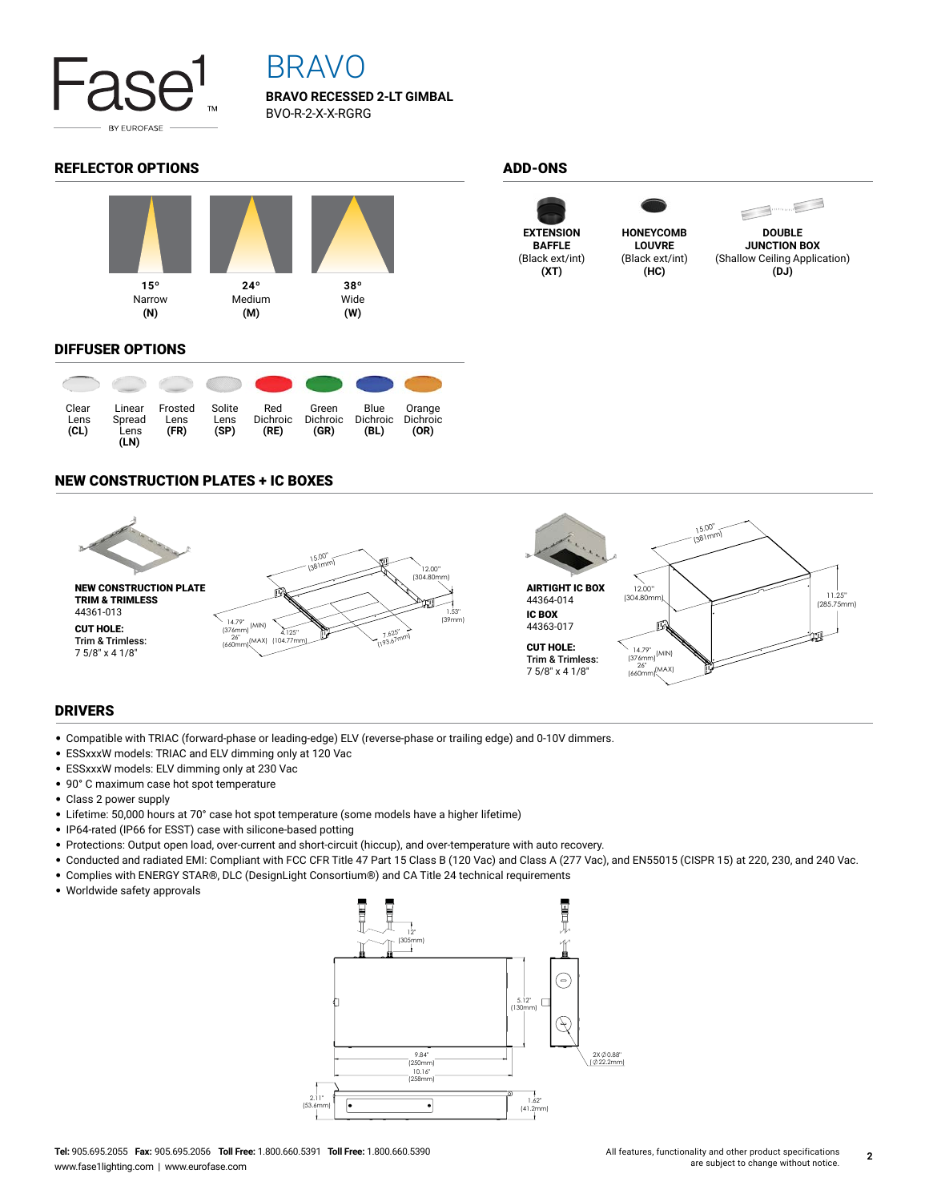# BRAVO

**BRAVO RECESSED 2-LT GIMBAL**
BVO-R-2-X-X-RGRG

## REFLECTOR OPTIONS

| 15º Narrow (N) | 24º Medium (M) | 38º Wide (W) |
|---|---|---|

## ADD-ONS

| EXTENSION BAFFLE (Black ext/int) (XT) | HONEYCOMB LOUVRE (Black ext/int) (HC) | DOUBLE JUNCTION BOX (Shallow Ceiling Application) (DJ) |
|---|---|---|

## DIFFUSER OPTIONS

| Clear Lens (CL) | Linear Spread Lens (LN) | Frosted Lens (FR) | Solite Lens (SP) | Red Dichroic (RE) | Green Dichroic (GR) | Blue Dichroic (BL) | Orange Dichroic (OR) |
|---|---|---|---|---|---|---|---|

## NEW CONSTRUCTION PLATES + IC BOXES

**NEW CONSTRUCTION PLATE TRIM & TRIMLESS**
44361-013

**CUT HOLE:**
Trim & Trimless:
7 5/8" x 4 1/8"

15.00" (381mm), 12.00" (304.80mm), 1.53" (39mm), 14.79" (376mm) (MIN), 26" (660mm) (MAX), 4.125" (104.77mm), 7.625" (193.67mm)

**AIRTIGHT IC BOX**
44364-014

**IC BOX**
44363-017

**CUT HOLE:**
Trim & Trimless:
7 5/8" x 4 1/8"

15.00" (381mm), 12.00" (304.80mm), 11.25" (285.75mm), 14.79" (376mm) (MIN), 26" (660mm) (MAX)

## DRIVERS

- Compatible with TRIAC (forward-phase or leading-edge) ELV (reverse-phase or trailing edge) and 0-10V dimmers.
- ESSxxxW models: TRIAC and ELV dimming only at 120 Vac
- ESSxxxW models: ELV dimming only at 230 Vac
- 90° C maximum case hot spot temperature
- Class 2 power supply
- Lifetime: 50,000 hours at 70° case hot spot temperature (some models have a higher lifetime)
- IP64-rated (IP66 for ESST) case with silicone-based potting
- Protections: Output open load, over-current and short-circuit (hiccup), and over-temperature with auto recovery.
- Conducted and radiated EMI: Compliant with FCC CFR Title 47 Part 15 Class B (120 Vac) and Class A (277 Vac), and EN55015 (CISPR 15) at 220, 230, and 240 Vac.
- Complies with ENERGY STAR®, DLC (DesignLight Consortium®) and CA Title 24 technical requirements
- Worldwide safety approvals

12" (305mm), 5.12" (130mm), 9.84" (250mm), 10.16" (258mm), 2X Ø0.88" (Ø22.2mm), 2.11" (53.6mm), 1.62" (41.2mm)

**Tel:** 905.695.2055 **Fax:** 905.695.2056 **Toll Free:** 1.800.660.5391 **Toll Free:** 1.800.660.5390
www.fase1lighting.com | www.eurofase.com

All features, functionality and other product specifications are subject to change without notice.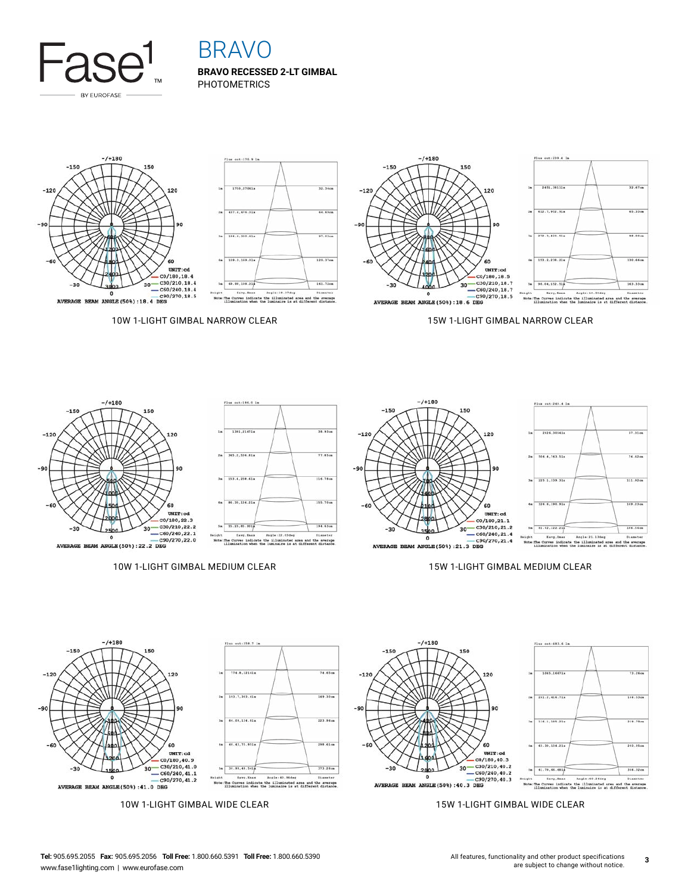# BRAVO

**BRAVO RECESSED 2-LT GIMBAL**

PHOTOMETRICS

10W 1-LIGHT GIMBAL NARROW CLEAR

15W 1-LIGHT GIMBAL NARROW CLEAR

10W 1-LIGHT GIMBAL MEDIUM CLEAR

15W 1-LIGHT GIMBAL MEDIUM CLEAR

10W 1-LIGHT GIMBAL WIDE CLEAR

15W 1-LIGHT GIMBAL WIDE CLEAR

**Tel:** 905.695.2055 **Fax:** 905.695.2056 **Toll Free:** 1.800.660.5391 **Toll Free:** 1.800.660.5390
www.fase1lighting.com | www.eurofase.com

All features, functionality and other product specifications are subject to change without notice.